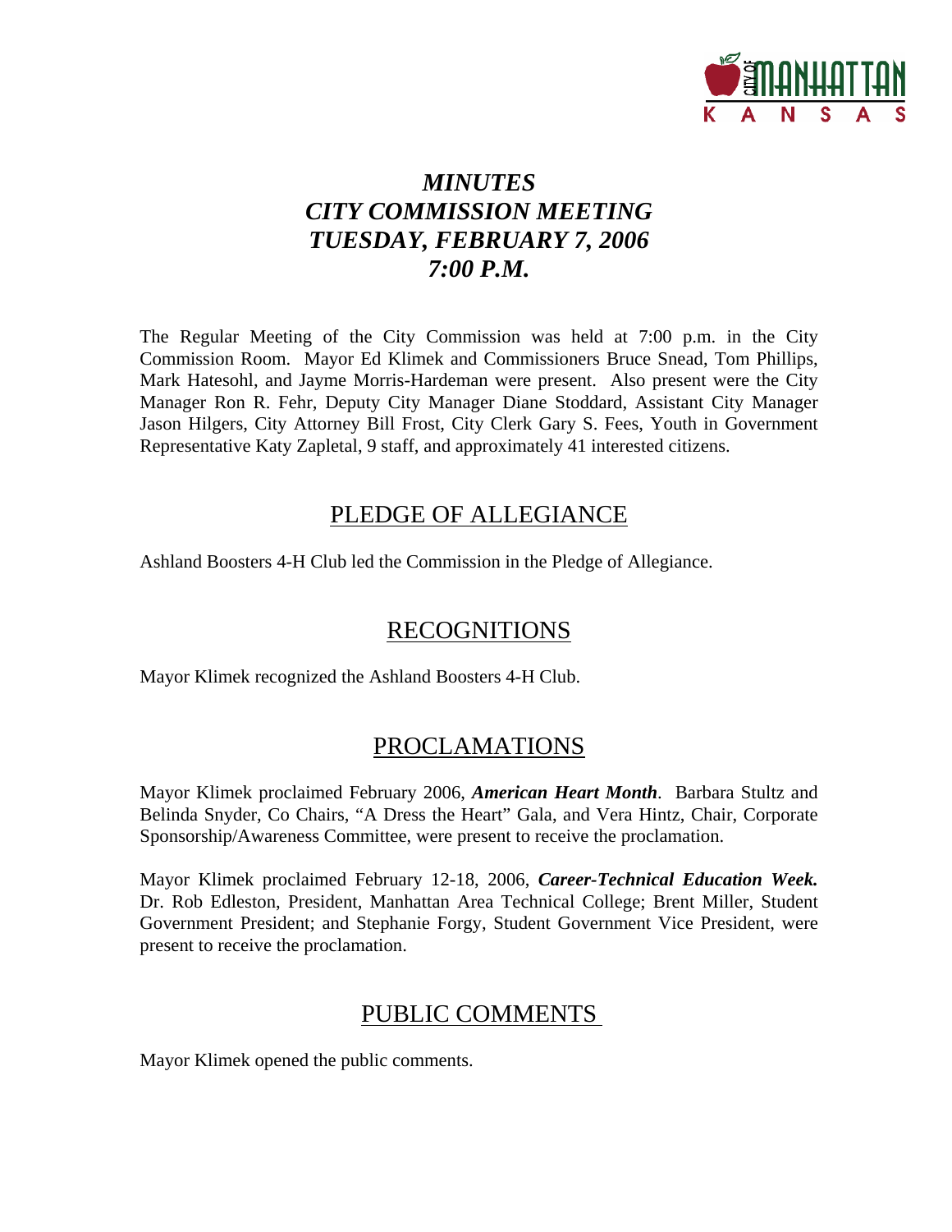# *MINUTES*
# *CITY COMMISSION MEETING*
# *TUESDAY, FEBRUARY 7, 2006*
# *7:00 P.M.*

The Regular Meeting of the City Commission was held at 7:00 p.m. in the City Commission Room. Mayor Ed Klimek and Commissioners Bruce Snead, Tom Phillips, Mark Hatesohl, and Jayme Morris-Hardeman were present. Also present were the City Manager Ron R. Fehr, Deputy City Manager Diane Stoddard, Assistant City Manager Jason Hilgers, City Attorney Bill Frost, City Clerk Gary S. Fees, Youth in Government Representative Katy Zapletal, 9 staff, and approximately 41 interested citizens.

## PLEDGE OF ALLEGIANCE

Ashland Boosters 4-H Club led the Commission in the Pledge of Allegiance.

## RECOGNITIONS

Mayor Klimek recognized the Ashland Boosters 4-H Club.

## PROCLAMATIONS

Mayor Klimek proclaimed February 2006, ***American Heart Month***. Barbara Stultz and Belinda Snyder, Co Chairs, "A Dress the Heart" Gala, and Vera Hintz, Chair, Corporate Sponsorship/Awareness Committee, were present to receive the proclamation.

Mayor Klimek proclaimed February 12-18, 2006, ***Career-Technical Education Week.*** Dr. Rob Edleston, President, Manhattan Area Technical College; Brent Miller, Student Government President; and Stephanie Forgy, Student Government Vice President, were present to receive the proclamation.

## PUBLIC COMMENTS

Mayor Klimek opened the public comments.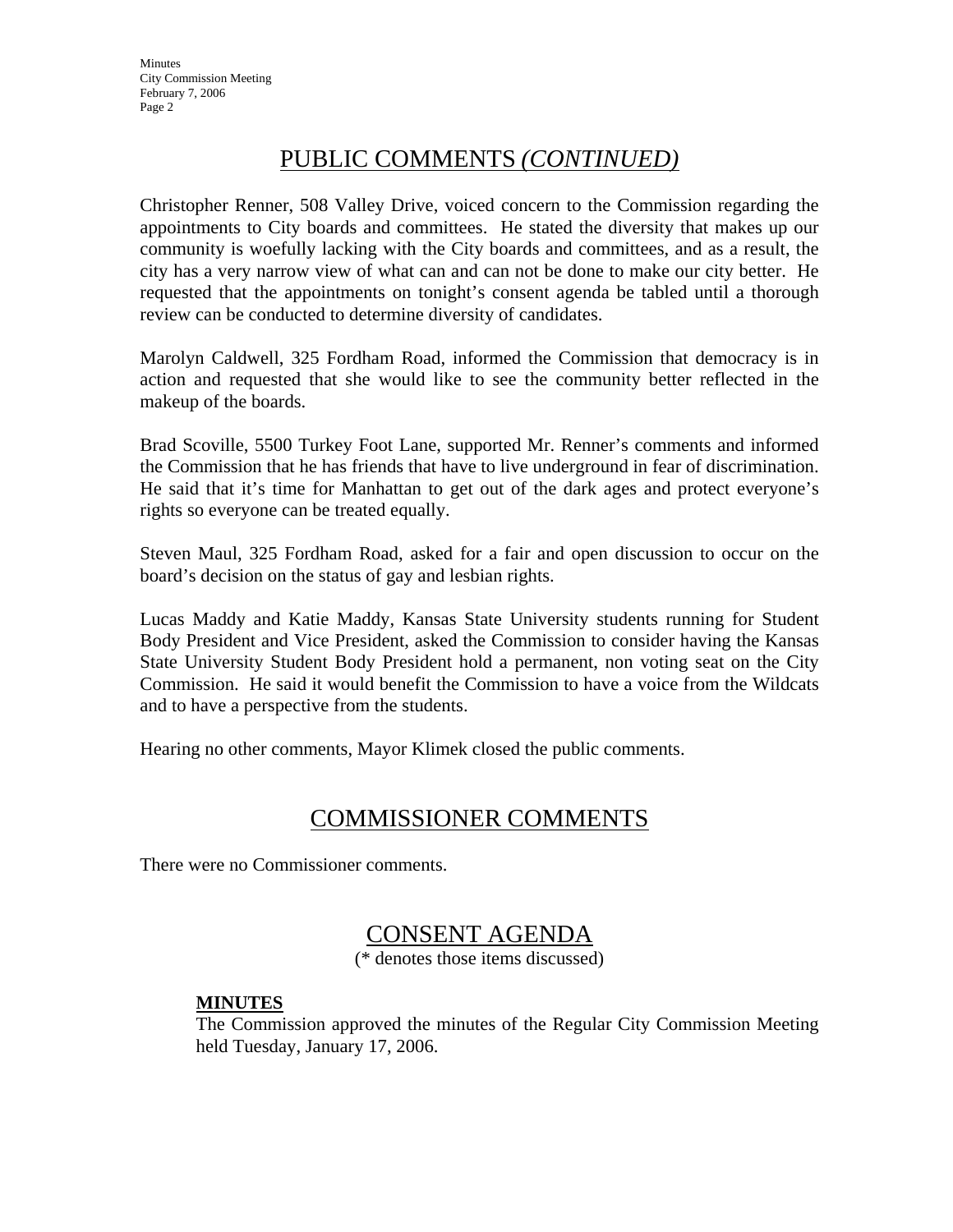## PUBLIC COMMENTS *(CONTINUED)*

Christopher Renner, 508 Valley Drive, voiced concern to the Commission regarding the appointments to City boards and committees. He stated the diversity that makes up our community is woefully lacking with the City boards and committees, and as a result, the city has a very narrow view of what can and can not be done to make our city better. He requested that the appointments on tonight's consent agenda be tabled until a thorough review can be conducted to determine diversity of candidates.

Marolyn Caldwell, 325 Fordham Road, informed the Commission that democracy is in action and requested that she would like to see the community better reflected in the makeup of the boards.

Brad Scoville, 5500 Turkey Foot Lane, supported Mr. Renner's comments and informed the Commission that he has friends that have to live underground in fear of discrimination. He said that it's time for Manhattan to get out of the dark ages and protect everyone's rights so everyone can be treated equally.

Steven Maul, 325 Fordham Road, asked for a fair and open discussion to occur on the board's decision on the status of gay and lesbian rights.

Lucas Maddy and Katie Maddy, Kansas State University students running for Student Body President and Vice President, asked the Commission to consider having the Kansas State University Student Body President hold a permanent, non voting seat on the City Commission. He said it would benefit the Commission to have a voice from the Wildcats and to have a perspective from the students.

Hearing no other comments, Mayor Klimek closed the public comments.

## COMMISSIONER COMMENTS

There were no Commissioner comments.

## CONSENT AGENDA

(* denotes those items discussed)

**MINUTES**

The Commission approved the minutes of the Regular City Commission Meeting held Tuesday, January 17, 2006.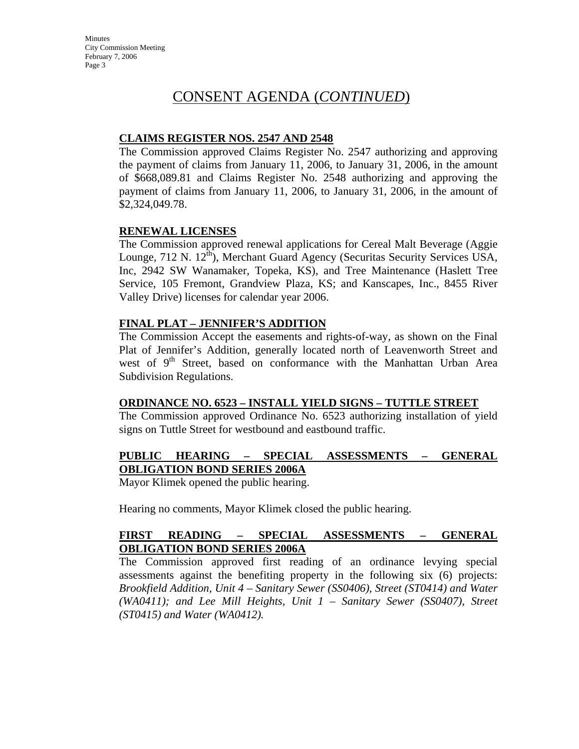# CONSENT AGENDA (*CONTINUED*)

**CLAIMS REGISTER NOS. 2547 AND 2548**

The Commission approved Claims Register No. 2547 authorizing and approving the payment of claims from January 11, 2006, to January 31, 2006, in the amount of $668,089.81 and Claims Register No. 2548 authorizing and approving the payment of claims from January 11, 2006, to January 31, 2006, in the amount of $2,324,049.78.

**RENEWAL LICENSES**

The Commission approved renewal applications for Cereal Malt Beverage (Aggie Lounge, 712 N. 12th), Merchant Guard Agency (Securitas Security Services USA, Inc, 2942 SW Wanamaker, Topeka, KS), and Tree Maintenance (Haslett Tree Service, 105 Fremont, Grandview Plaza, KS; and Kanscapes, Inc., 8455 River Valley Drive) licenses for calendar year 2006.

**FINAL PLAT – JENNIFER'S ADDITION**

The Commission Accept the easements and rights-of-way, as shown on the Final Plat of Jennifer's Addition, generally located north of Leavenworth Street and west of 9th Street, based on conformance with the Manhattan Urban Area Subdivision Regulations.

**ORDINANCE NO. 6523 – INSTALL YIELD SIGNS – TUTTLE STREET**

The Commission approved Ordinance No. 6523 authorizing installation of yield signs on Tuttle Street for westbound and eastbound traffic.

**PUBLIC HEARING – SPECIAL ASSESSMENTS – GENERAL OBLIGATION BOND SERIES 2006A**

Mayor Klimek opened the public hearing.

Hearing no comments, Mayor Klimek closed the public hearing.

**FIRST READING – SPECIAL ASSESSMENTS – GENERAL OBLIGATION BOND SERIES 2006A**

The Commission approved first reading of an ordinance levying special assessments against the benefiting property in the following six (6) projects: *Brookfield Addition, Unit 4 – Sanitary Sewer (SS0406), Street (ST0414) and Water (WA0411); and Lee Mill Heights, Unit 1 – Sanitary Sewer (SS0407), Street (ST0415) and Water (WA0412).*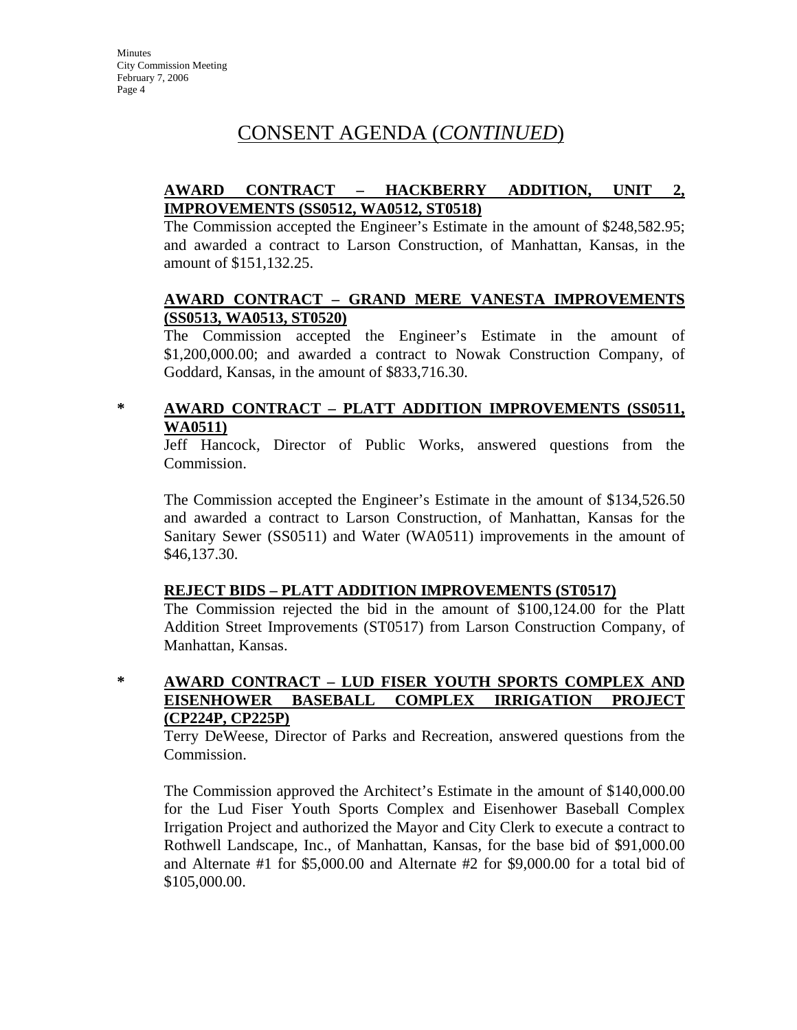# CONSENT AGENDA (*CONTINUED*)

**AWARD CONTRACT – HACKBERRY ADDITION, UNIT 2, IMPROVEMENTS (SS0512, WA0512, ST0518)**

The Commission accepted the Engineer's Estimate in the amount of $248,582.95; and awarded a contract to Larson Construction, of Manhattan, Kansas, in the amount of $151,132.25.

**AWARD CONTRACT – GRAND MERE VANESTA IMPROVEMENTS (SS0513, WA0513, ST0520)**

The Commission accepted the Engineer's Estimate in the amount of $1,200,000.00; and awarded a contract to Nowak Construction Company, of Goddard, Kansas, in the amount of $833,716.30.

\* **AWARD CONTRACT – PLATT ADDITION IMPROVEMENTS (SS0511, WA0511)**

Jeff Hancock, Director of Public Works, answered questions from the Commission.

The Commission accepted the Engineer's Estimate in the amount of $134,526.50 and awarded a contract to Larson Construction, of Manhattan, Kansas for the Sanitary Sewer (SS0511) and Water (WA0511) improvements in the amount of $46,137.30.

**REJECT BIDS – PLATT ADDITION IMPROVEMENTS (ST0517)**

The Commission rejected the bid in the amount of $100,124.00 for the Platt Addition Street Improvements (ST0517) from Larson Construction Company, of Manhattan, Kansas.

\* **AWARD CONTRACT – LUD FISER YOUTH SPORTS COMPLEX AND EISENHOWER BASEBALL COMPLEX IRRIGATION PROJECT (CP224P, CP225P)**

Terry DeWeese, Director of Parks and Recreation, answered questions from the Commission.

The Commission approved the Architect's Estimate in the amount of $140,000.00 for the Lud Fiser Youth Sports Complex and Eisenhower Baseball Complex Irrigation Project and authorized the Mayor and City Clerk to execute a contract to Rothwell Landscape, Inc., of Manhattan, Kansas, for the base bid of $91,000.00 and Alternate #1 for $5,000.00 and Alternate #2 for $9,000.00 for a total bid of $105,000.00.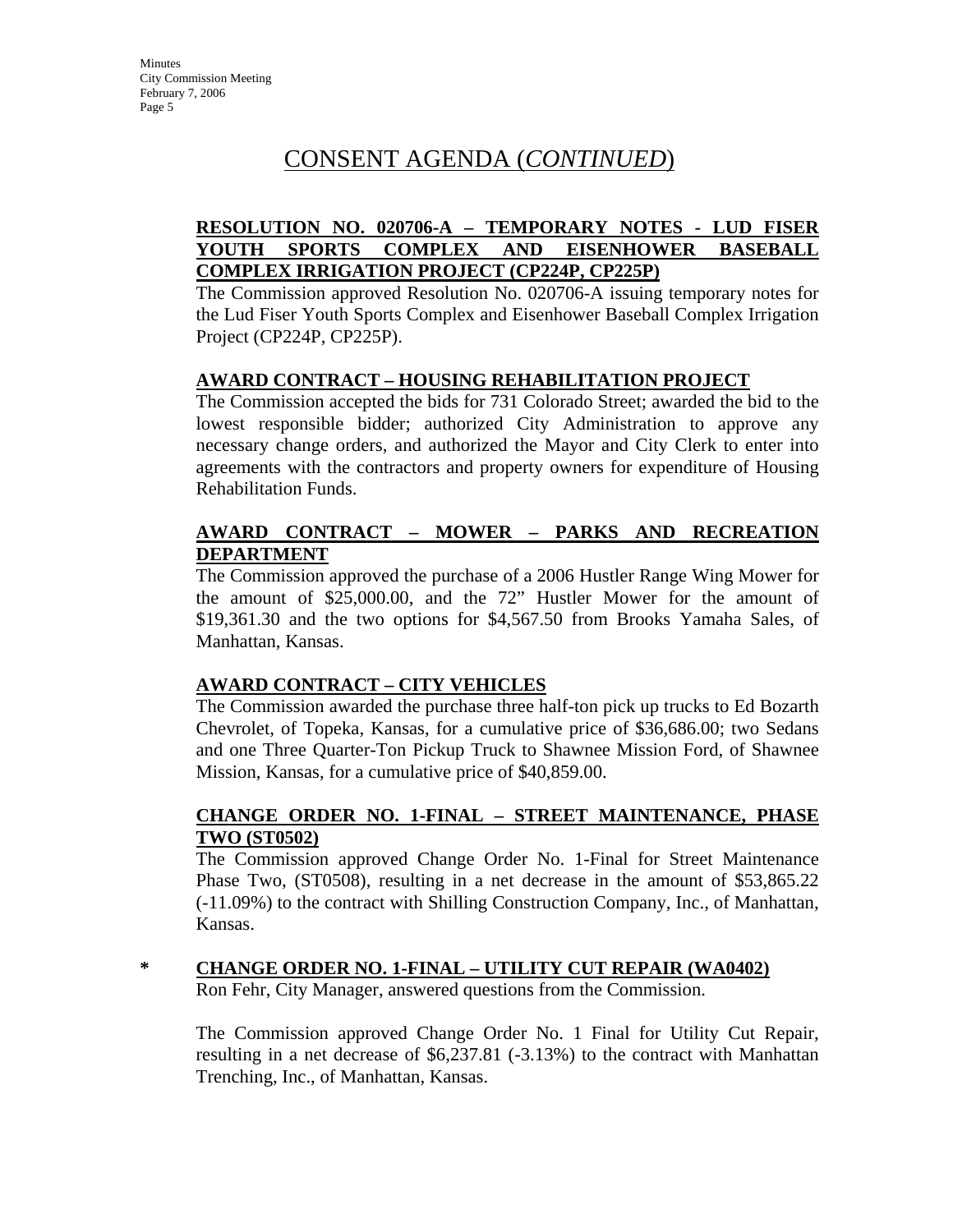## CONSENT AGENDA (*CONTINUED*)

**RESOLUTION NO. 020706-A – TEMPORARY NOTES - LUD FISER YOUTH SPORTS COMPLEX AND EISENHOWER BASEBALL COMPLEX IRRIGATION PROJECT (CP224P, CP225P)**

The Commission approved Resolution No. 020706-A issuing temporary notes for the Lud Fiser Youth Sports Complex and Eisenhower Baseball Complex Irrigation Project (CP224P, CP225P).

**AWARD CONTRACT – HOUSING REHABILITATION PROJECT**

The Commission accepted the bids for 731 Colorado Street; awarded the bid to the lowest responsible bidder; authorized City Administration to approve any necessary change orders, and authorized the Mayor and City Clerk to enter into agreements with the contractors and property owners for expenditure of Housing Rehabilitation Funds.

**AWARD CONTRACT – MOWER – PARKS AND RECREATION DEPARTMENT**

The Commission approved the purchase of a 2006 Hustler Range Wing Mower for the amount of $25,000.00, and the 72" Hustler Mower for the amount of $19,361.30 and the two options for $4,567.50 from Brooks Yamaha Sales, of Manhattan, Kansas.

**AWARD CONTRACT – CITY VEHICLES**

The Commission awarded the purchase three half-ton pick up trucks to Ed Bozarth Chevrolet, of Topeka, Kansas, for a cumulative price of $36,686.00; two Sedans and one Three Quarter-Ton Pickup Truck to Shawnee Mission Ford, of Shawnee Mission, Kansas, for a cumulative price of $40,859.00.

**CHANGE ORDER NO. 1-FINAL – STREET MAINTENANCE, PHASE TWO (ST0502)**

The Commission approved Change Order No. 1-Final for Street Maintenance Phase Two, (ST0508), resulting in a net decrease in the amount of $53,865.22 (-11.09%) to the contract with Shilling Construction Company, Inc., of Manhattan, Kansas.

\* **CHANGE ORDER NO. 1-FINAL – UTILITY CUT REPAIR (WA0402)**

Ron Fehr, City Manager, answered questions from the Commission.

The Commission approved Change Order No. 1 Final for Utility Cut Repair, resulting in a net decrease of $6,237.81 (-3.13%) to the contract with Manhattan Trenching, Inc., of Manhattan, Kansas.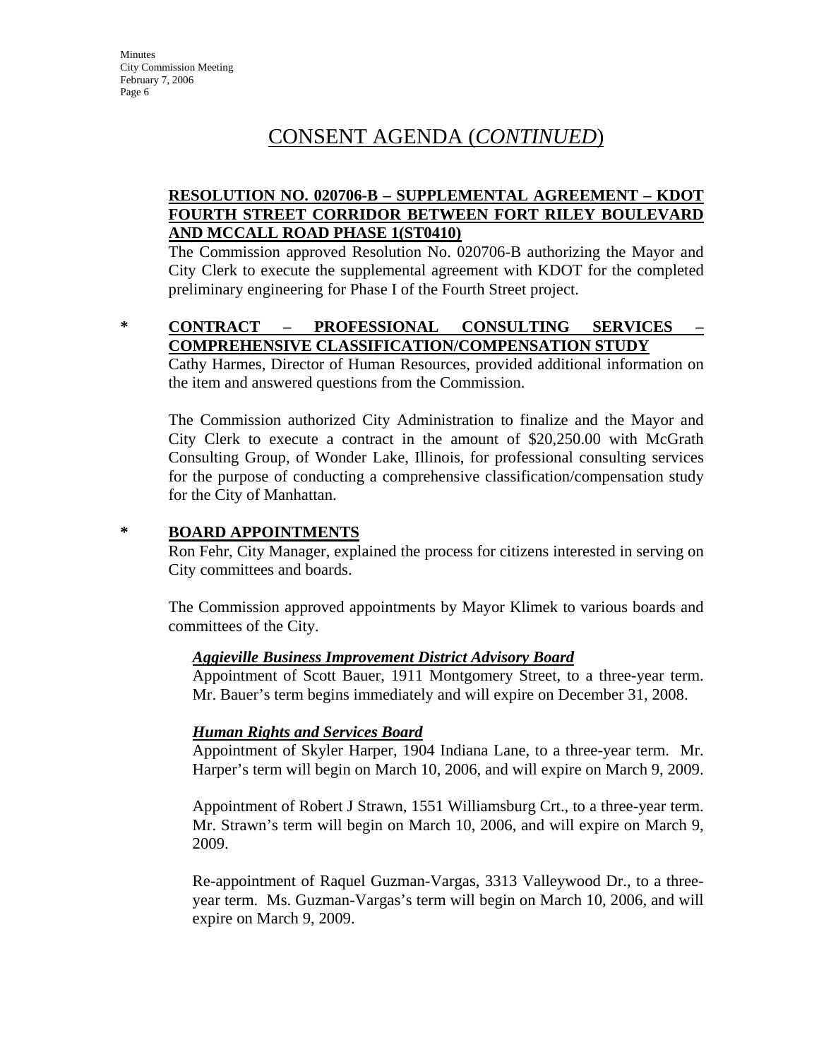# CONSENT AGENDA (*CONTINUED*)

**RESOLUTION NO. 020706-B – SUPPLEMENTAL AGREEMENT – KDOT FOURTH STREET CORRIDOR BETWEEN FORT RILEY BOULEVARD AND MCCALL ROAD PHASE 1(ST0410)**

The Commission approved Resolution No. 020706-B authorizing the Mayor and City Clerk to execute the supplemental agreement with KDOT for the completed preliminary engineering for Phase I of the Fourth Street project.

\* **CONTRACT – PROFESSIONAL CONSULTING SERVICES – COMPREHENSIVE CLASSIFICATION/COMPENSATION STUDY**

Cathy Harmes, Director of Human Resources, provided additional information on the item and answered questions from the Commission.

The Commission authorized City Administration to finalize and the Mayor and City Clerk to execute a contract in the amount of $20,250.00 with McGrath Consulting Group, of Wonder Lake, Illinois, for professional consulting services for the purpose of conducting a comprehensive classification/compensation study for the City of Manhattan.

\* **BOARD APPOINTMENTS**

Ron Fehr, City Manager, explained the process for citizens interested in serving on City committees and boards.

The Commission approved appointments by Mayor Klimek to various boards and committees of the City.

***Aggieville Business Improvement District Advisory Board***

Appointment of Scott Bauer, 1911 Montgomery Street, to a three-year term. Mr. Bauer's term begins immediately and will expire on December 31, 2008.

***Human Rights and Services Board***

Appointment of Skyler Harper, 1904 Indiana Lane, to a three-year term. Mr. Harper's term will begin on March 10, 2006, and will expire on March 9, 2009.

Appointment of Robert J Strawn, 1551 Williamsburg Crt., to a three-year term. Mr. Strawn's term will begin on March 10, 2006, and will expire on March 9, 2009.

Re-appointment of Raquel Guzman-Vargas, 3313 Valleywood Dr., to a three-year term. Ms. Guzman-Vargas's term will begin on March 10, 2006, and will expire on March 9, 2009.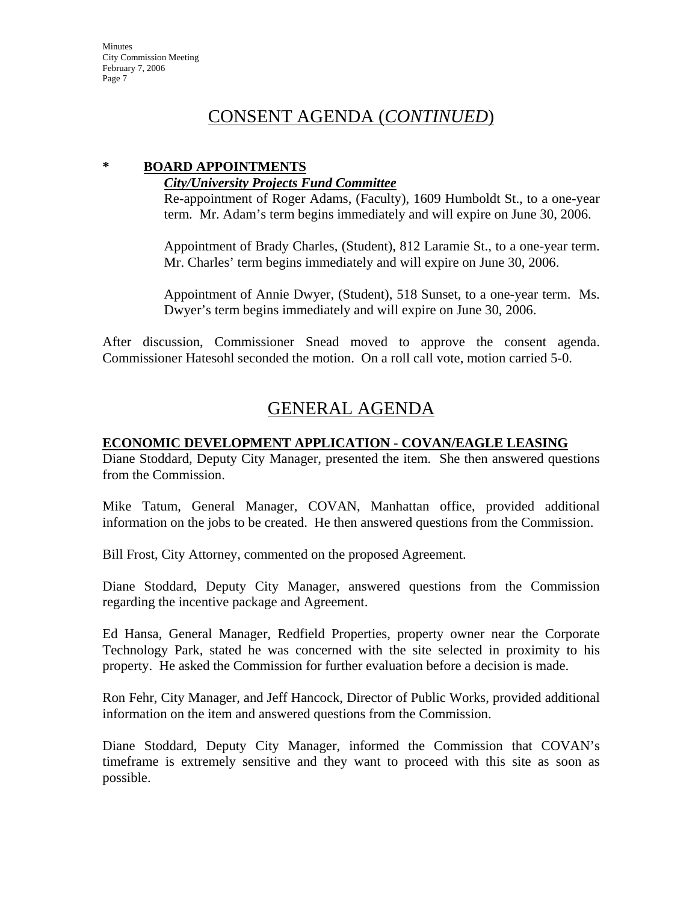## CONSENT AGENDA (*CONTINUED*)

**\* BOARD APPOINTMENTS**

***City/University Projects Fund Committee***

Re-appointment of Roger Adams, (Faculty), 1609 Humboldt St., to a one-year term. Mr. Adam's term begins immediately and will expire on June 30, 2006.

Appointment of Brady Charles, (Student), 812 Laramie St., to a one-year term. Mr. Charles' term begins immediately and will expire on June 30, 2006.

Appointment of Annie Dwyer, (Student), 518 Sunset, to a one-year term. Ms. Dwyer's term begins immediately and will expire on June 30, 2006.

After discussion, Commissioner Snead moved to approve the consent agenda. Commissioner Hatesohl seconded the motion. On a roll call vote, motion carried 5-0.

## GENERAL AGENDA

**ECONOMIC DEVELOPMENT APPLICATION - COVAN/EAGLE LEASING**

Diane Stoddard, Deputy City Manager, presented the item. She then answered questions from the Commission.

Mike Tatum, General Manager, COVAN, Manhattan office, provided additional information on the jobs to be created. He then answered questions from the Commission.

Bill Frost, City Attorney, commented on the proposed Agreement.

Diane Stoddard, Deputy City Manager, answered questions from the Commission regarding the incentive package and Agreement.

Ed Hansa, General Manager, Redfield Properties, property owner near the Corporate Technology Park, stated he was concerned with the site selected in proximity to his property. He asked the Commission for further evaluation before a decision is made.

Ron Fehr, City Manager, and Jeff Hancock, Director of Public Works, provided additional information on the item and answered questions from the Commission.

Diane Stoddard, Deputy City Manager, informed the Commission that COVAN's timeframe is extremely sensitive and they want to proceed with this site as soon as possible.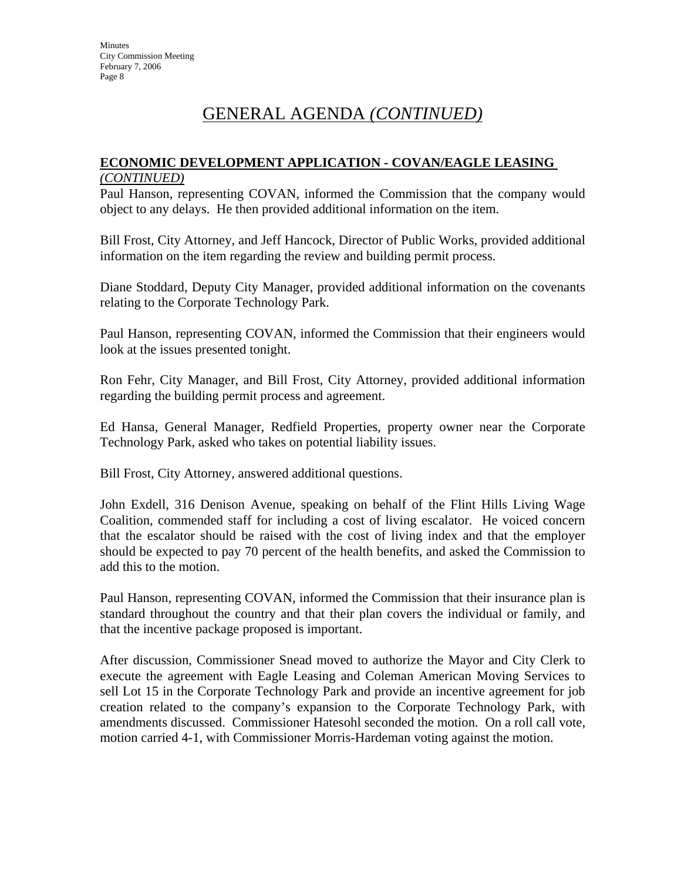# GENERAL AGENDA *(CONTINUED)*

**ECONOMIC DEVELOPMENT APPLICATION - COVAN/EAGLE LEASING** *(CONTINUED)*

Paul Hanson, representing COVAN, informed the Commission that the company would object to any delays. He then provided additional information on the item.

Bill Frost, City Attorney, and Jeff Hancock, Director of Public Works, provided additional information on the item regarding the review and building permit process.

Diane Stoddard, Deputy City Manager, provided additional information on the covenants relating to the Corporate Technology Park.

Paul Hanson, representing COVAN, informed the Commission that their engineers would look at the issues presented tonight.

Ron Fehr, City Manager, and Bill Frost, City Attorney, provided additional information regarding the building permit process and agreement.

Ed Hansa, General Manager, Redfield Properties, property owner near the Corporate Technology Park, asked who takes on potential liability issues.

Bill Frost, City Attorney, answered additional questions.

John Exdell, 316 Denison Avenue, speaking on behalf of the Flint Hills Living Wage Coalition, commended staff for including a cost of living escalator. He voiced concern that the escalator should be raised with the cost of living index and that the employer should be expected to pay 70 percent of the health benefits, and asked the Commission to add this to the motion.

Paul Hanson, representing COVAN, informed the Commission that their insurance plan is standard throughout the country and that their plan covers the individual or family, and that the incentive package proposed is important.

After discussion, Commissioner Snead moved to authorize the Mayor and City Clerk to execute the agreement with Eagle Leasing and Coleman American Moving Services to sell Lot 15 in the Corporate Technology Park and provide an incentive agreement for job creation related to the company's expansion to the Corporate Technology Park, with amendments discussed. Commissioner Hatesohl seconded the motion. On a roll call vote, motion carried 4-1, with Commissioner Morris-Hardeman voting against the motion.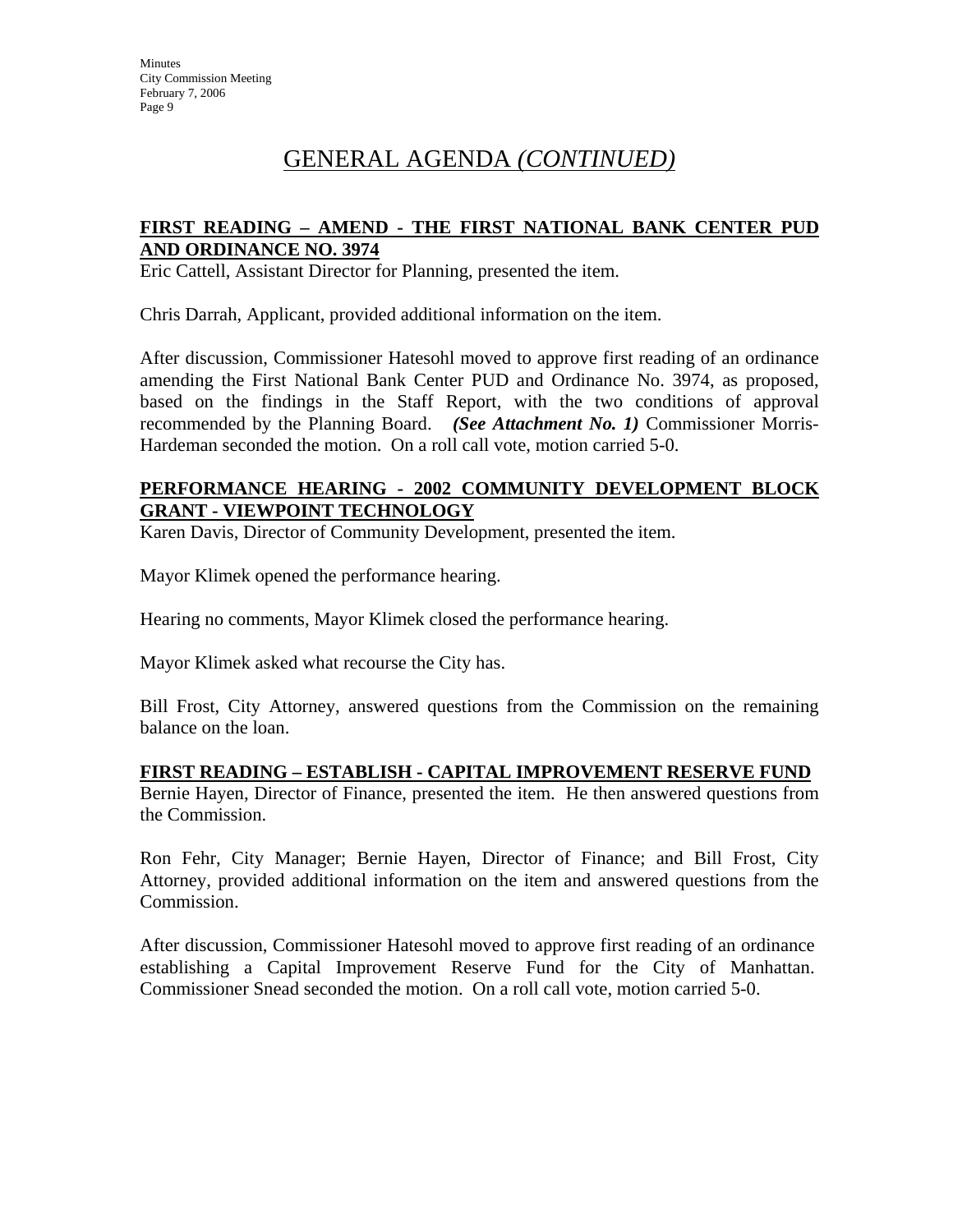# GENERAL AGENDA *(CONTINUED)*

**FIRST READING – AMEND - THE FIRST NATIONAL BANK CENTER PUD AND ORDINANCE NO. 3974**

Eric Cattell, Assistant Director for Planning, presented the item.

Chris Darrah, Applicant, provided additional information on the item.

After discussion, Commissioner Hatesohl moved to approve first reading of an ordinance amending the First National Bank Center PUD and Ordinance No. 3974, as proposed, based on the findings in the Staff Report, with the two conditions of approval recommended by the Planning Board. ***(See Attachment No. 1)*** Commissioner Morris-Hardeman seconded the motion. On a roll call vote, motion carried 5-0.

**PERFORMANCE HEARING - 2002 COMMUNITY DEVELOPMENT BLOCK GRANT - VIEWPOINT TECHNOLOGY**

Karen Davis, Director of Community Development, presented the item.

Mayor Klimek opened the performance hearing.

Hearing no comments, Mayor Klimek closed the performance hearing.

Mayor Klimek asked what recourse the City has.

Bill Frost, City Attorney, answered questions from the Commission on the remaining balance on the loan.

**FIRST READING – ESTABLISH - CAPITAL IMPROVEMENT RESERVE FUND**

Bernie Hayen, Director of Finance, presented the item. He then answered questions from the Commission.

Ron Fehr, City Manager; Bernie Hayen, Director of Finance; and Bill Frost, City Attorney, provided additional information on the item and answered questions from the Commission.

After discussion, Commissioner Hatesohl moved to approve first reading of an ordinance establishing a Capital Improvement Reserve Fund for the City of Manhattan. Commissioner Snead seconded the motion. On a roll call vote, motion carried 5-0.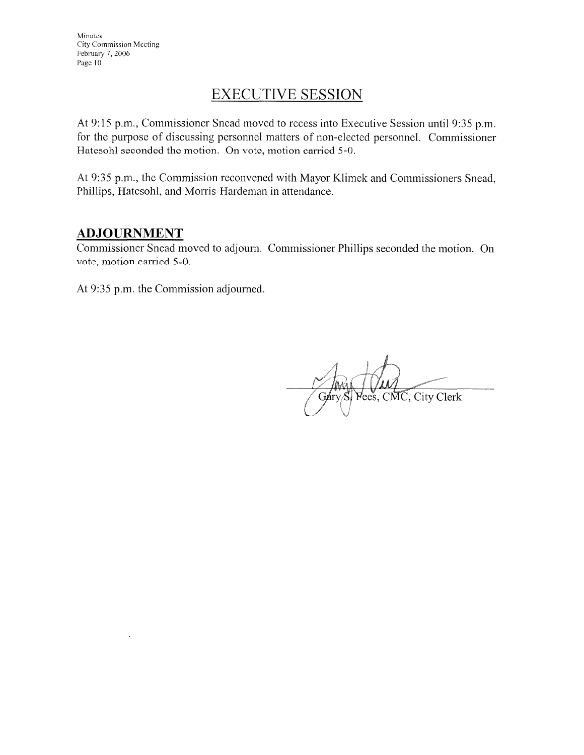## EXECUTIVE SESSION

At 9:15 p.m., Commissioner Snead moved to recess into Executive Session until 9:35 p.m. for the purpose of discussing personnel matters of non-elected personnel. Commissioner Hatesohl seconded the motion. On vote, motion carried 5-0.

At 9:35 p.m., the Commission reconvened with Mayor Klimek and Commissioners Snead, Phillips, Hatesohl, and Morris-Hardeman in attendance.

## ADJOURNMENT

Commissioner Snead moved to adjourn. Commissioner Phillips seconded the motion. On vote, motion carried 5-0.

At 9:35 p.m. the Commission adjourned.

Gary S. Fees, CMC, City Clerk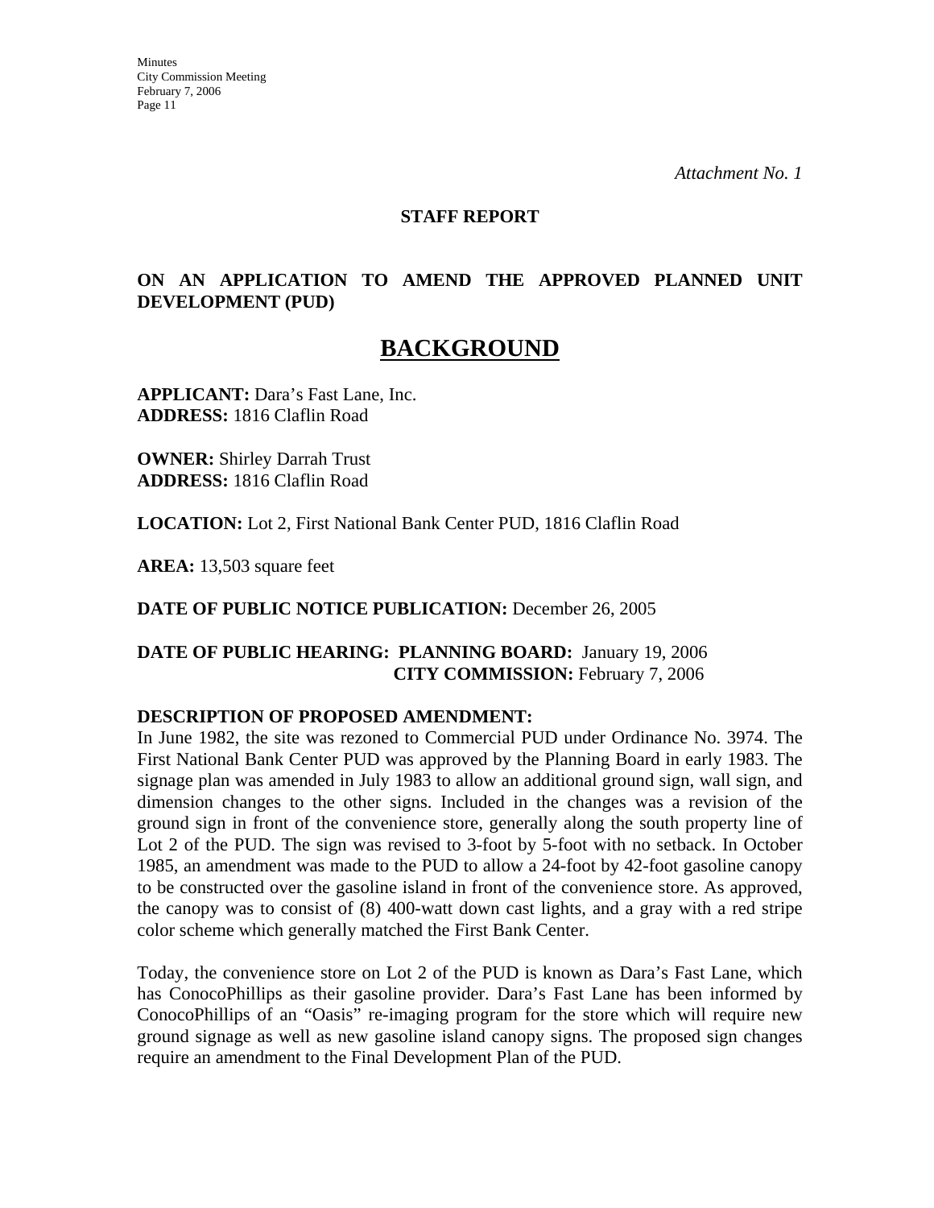*Attachment No. 1*

**STAFF REPORT**

**ON AN APPLICATION TO AMEND THE APPROVED PLANNED UNIT DEVELOPMENT (PUD)**

# BACKGROUND

**APPLICANT:** Dara's Fast Lane, Inc.
**ADDRESS:** 1816 Claflin Road

**OWNER:** Shirley Darrah Trust
**ADDRESS:** 1816 Claflin Road

**LOCATION:** Lot 2, First National Bank Center PUD, 1816 Claflin Road

**AREA:** 13,503 square feet

**DATE OF PUBLIC NOTICE PUBLICATION:** December 26, 2005

**DATE OF PUBLIC HEARING: PLANNING BOARD:** January 19, 2006
**CITY COMMISSION:** February 7, 2006

**DESCRIPTION OF PROPOSED AMENDMENT:**
In June 1982, the site was rezoned to Commercial PUD under Ordinance No. 3974. The First National Bank Center PUD was approved by the Planning Board in early 1983. The signage plan was amended in July 1983 to allow an additional ground sign, wall sign, and dimension changes to the other signs. Included in the changes was a revision of the ground sign in front of the convenience store, generally along the south property line of Lot 2 of the PUD. The sign was revised to 3-foot by 5-foot with no setback. In October 1985, an amendment was made to the PUD to allow a 24-foot by 42-foot gasoline canopy to be constructed over the gasoline island in front of the convenience store. As approved, the canopy was to consist of (8) 400-watt down cast lights, and a gray with a red stripe color scheme which generally matched the First Bank Center.

Today, the convenience store on Lot 2 of the PUD is known as Dara's Fast Lane, which has ConocoPhillips as their gasoline provider. Dara's Fast Lane has been informed by ConocoPhillips of an "Oasis" re-imaging program for the store which will require new ground signage as well as new gasoline island canopy signs. The proposed sign changes require an amendment to the Final Development Plan of the PUD.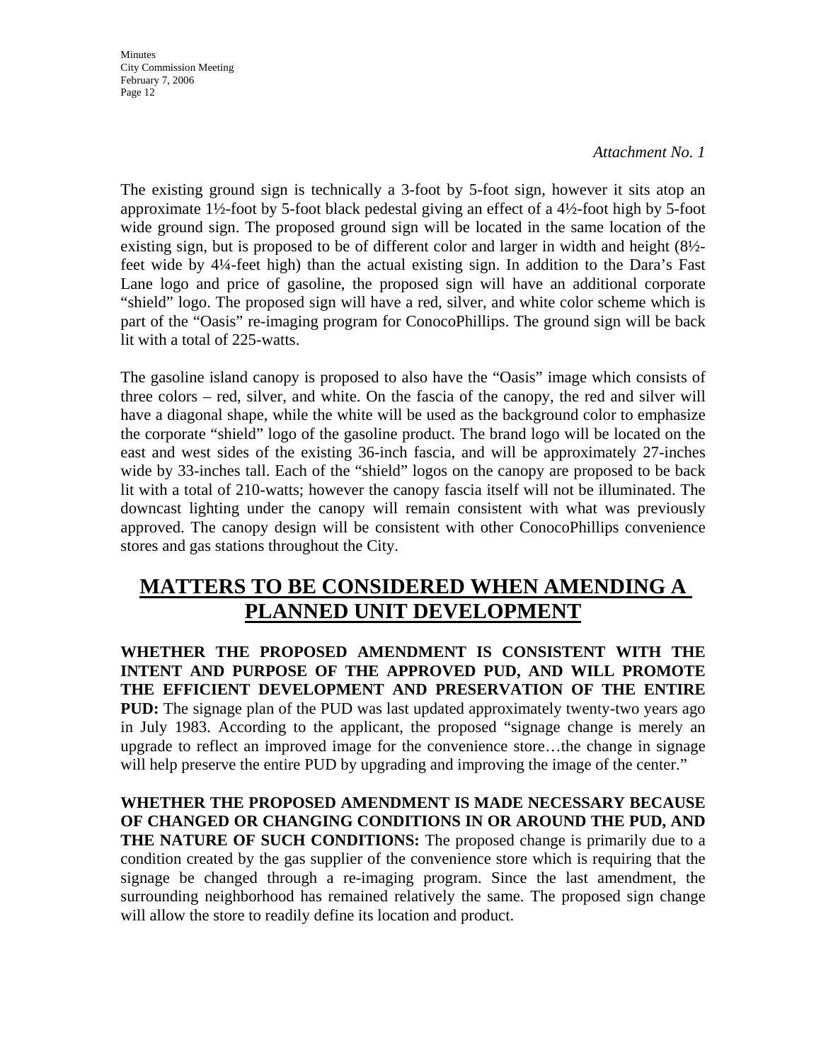*Attachment No. 1*

The existing ground sign is technically a 3-foot by 5-foot sign, however it sits atop an approximate 1½-foot by 5-foot black pedestal giving an effect of a 4½-foot high by 5-foot wide ground sign. The proposed ground sign will be located in the same location of the existing sign, but is proposed to be of different color and larger in width and height (8½-feet wide by 4¼-feet high) than the actual existing sign. In addition to the Dara's Fast Lane logo and price of gasoline, the proposed sign will have an additional corporate "shield" logo. The proposed sign will have a red, silver, and white color scheme which is part of the "Oasis" re-imaging program for ConocoPhillips. The ground sign will be back lit with a total of 225-watts.

The gasoline island canopy is proposed to also have the "Oasis" image which consists of three colors – red, silver, and white. On the fascia of the canopy, the red and silver will have a diagonal shape, while the white will be used as the background color to emphasize the corporate "shield" logo of the gasoline product. The brand logo will be located on the east and west sides of the existing 36-inch fascia, and will be approximately 27-inches wide by 33-inches tall. Each of the "shield" logos on the canopy are proposed to be back lit with a total of 210-watts; however the canopy fascia itself will not be illuminated. The downcast lighting under the canopy will remain consistent with what was previously approved. The canopy design will be consistent with other ConocoPhillips convenience stores and gas stations throughout the City.

# MATTERS TO BE CONSIDERED WHEN AMENDING A PLANNED UNIT DEVELOPMENT

**WHETHER THE PROPOSED AMENDMENT IS CONSISTENT WITH THE INTENT AND PURPOSE OF THE APPROVED PUD, AND WILL PROMOTE THE EFFICIENT DEVELOPMENT AND PRESERVATION OF THE ENTIRE PUD:** The signage plan of the PUD was last updated approximately twenty-two years ago in July 1983. According to the applicant, the proposed "signage change is merely an upgrade to reflect an improved image for the convenience store…the change in signage will help preserve the entire PUD by upgrading and improving the image of the center."

**WHETHER THE PROPOSED AMENDMENT IS MADE NECESSARY BECAUSE OF CHANGED OR CHANGING CONDITIONS IN OR AROUND THE PUD, AND THE NATURE OF SUCH CONDITIONS:** The proposed change is primarily due to a condition created by the gas supplier of the convenience store which is requiring that the signage be changed through a re-imaging program. Since the last amendment, the surrounding neighborhood has remained relatively the same. The proposed sign change will allow the store to readily define its location and product.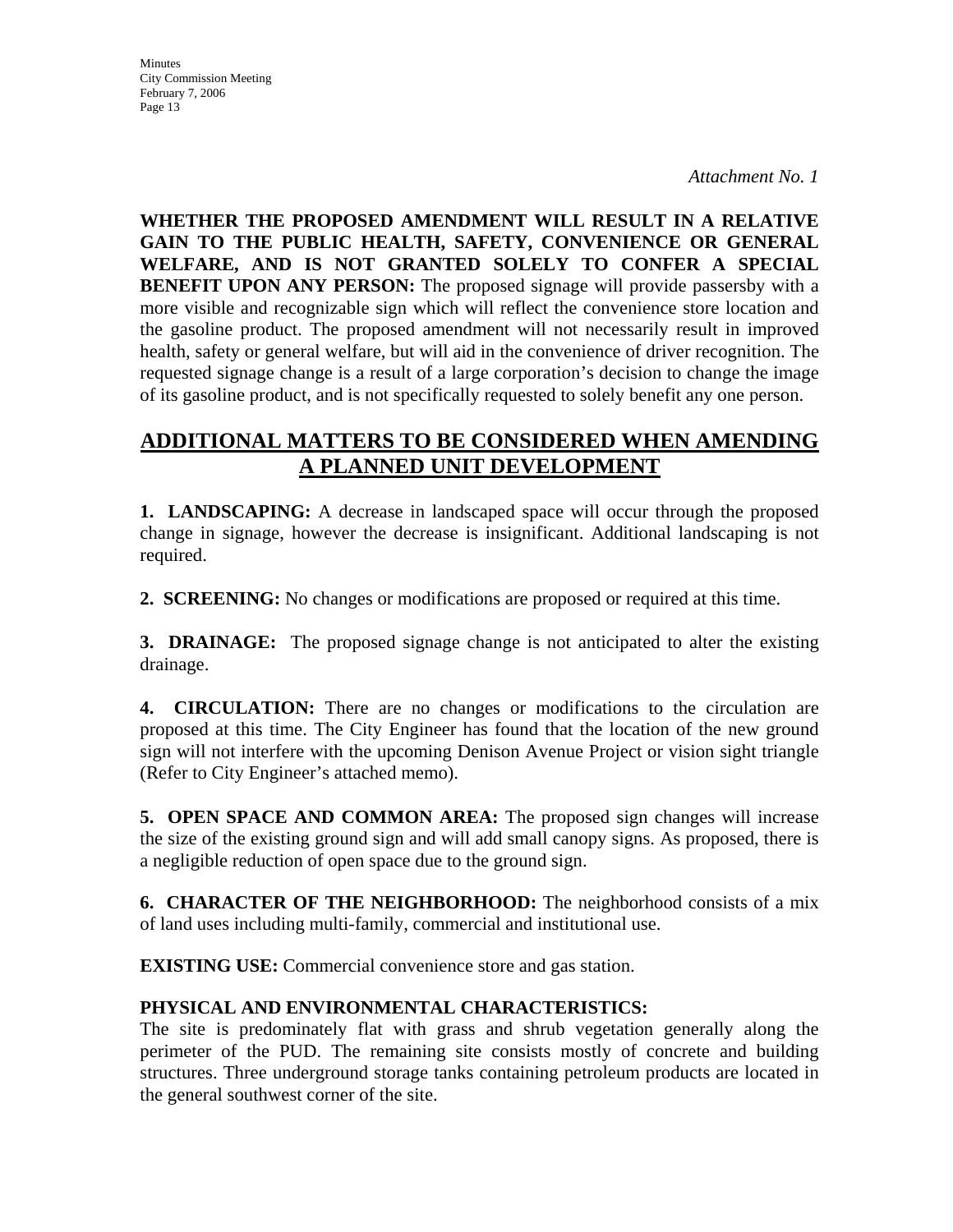*Attachment No. 1*

**WHETHER THE PROPOSED AMENDMENT WILL RESULT IN A RELATIVE GAIN TO THE PUBLIC HEALTH, SAFETY, CONVENIENCE OR GENERAL WELFARE, AND IS NOT GRANTED SOLELY TO CONFER A SPECIAL BENEFIT UPON ANY PERSON:** The proposed signage will provide passersby with a more visible and recognizable sign which will reflect the convenience store location and the gasoline product. The proposed amendment will not necessarily result in improved health, safety or general welfare, but will aid in the convenience of driver recognition. The requested signage change is a result of a large corporation's decision to change the image of its gasoline product, and is not specifically requested to solely benefit any one person.

## ADDITIONAL MATTERS TO BE CONSIDERED WHEN AMENDING A PLANNED UNIT DEVELOPMENT

**1. LANDSCAPING:** A decrease in landscaped space will occur through the proposed change in signage, however the decrease is insignificant. Additional landscaping is not required.

**2. SCREENING:** No changes or modifications are proposed or required at this time.

**3. DRAINAGE:** The proposed signage change is not anticipated to alter the existing drainage.

**4. CIRCULATION:** There are no changes or modifications to the circulation are proposed at this time. The City Engineer has found that the location of the new ground sign will not interfere with the upcoming Denison Avenue Project or vision sight triangle (Refer to City Engineer's attached memo).

**5. OPEN SPACE AND COMMON AREA:** The proposed sign changes will increase the size of the existing ground sign and will add small canopy signs. As proposed, there is a negligible reduction of open space due to the ground sign.

**6. CHARACTER OF THE NEIGHBORHOOD:** The neighborhood consists of a mix of land uses including multi-family, commercial and institutional use.

**EXISTING USE:** Commercial convenience store and gas station.

**PHYSICAL AND ENVIRONMENTAL CHARACTERISTICS:**
The site is predominately flat with grass and shrub vegetation generally along the perimeter of the PUD. The remaining site consists mostly of concrete and building structures. Three underground storage tanks containing petroleum products are located in the general southwest corner of the site.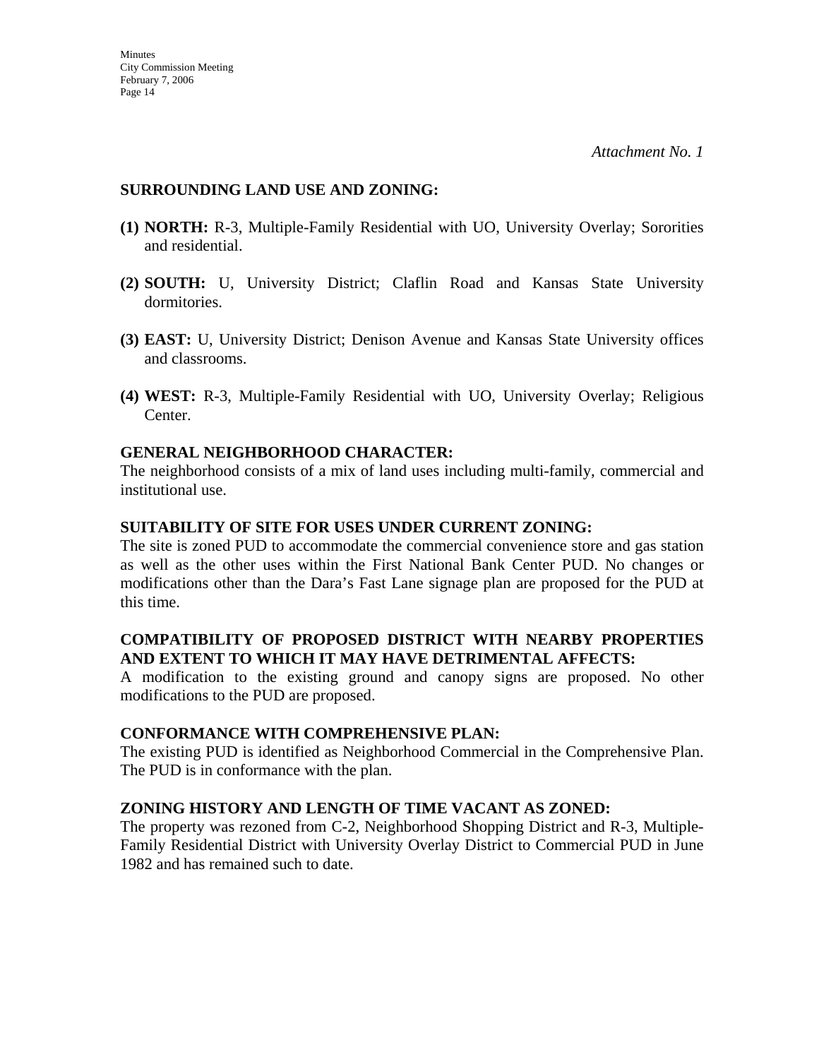*Attachment No. 1*

**SURROUNDING LAND USE AND ZONING:**

**(1) NORTH:** R-3, Multiple-Family Residential with UO, University Overlay; Sororities and residential.

**(2) SOUTH:** U, University District; Claflin Road and Kansas State University dormitories.

**(3) EAST:** U, University District; Denison Avenue and Kansas State University offices and classrooms.

**(4) WEST:** R-3, Multiple-Family Residential with UO, University Overlay; Religious Center.

**GENERAL NEIGHBORHOOD CHARACTER:**
The neighborhood consists of a mix of land uses including multi-family, commercial and institutional use.

**SUITABILITY OF SITE FOR USES UNDER CURRENT ZONING:**
The site is zoned PUD to accommodate the commercial convenience store and gas station as well as the other uses within the First National Bank Center PUD. No changes or modifications other than the Dara's Fast Lane signage plan are proposed for the PUD at this time.

**COMPATIBILITY OF PROPOSED DISTRICT WITH NEARBY PROPERTIES AND EXTENT TO WHICH IT MAY HAVE DETRIMENTAL AFFECTS:**
A modification to the existing ground and canopy signs are proposed. No other modifications to the PUD are proposed.

**CONFORMANCE WITH COMPREHENSIVE PLAN:**
The existing PUD is identified as Neighborhood Commercial in the Comprehensive Plan. The PUD is in conformance with the plan.

**ZONING HISTORY AND LENGTH OF TIME VACANT AS ZONED:**
The property was rezoned from C-2, Neighborhood Shopping District and R-3, Multiple-Family Residential District with University Overlay District to Commercial PUD in June 1982 and has remained such to date.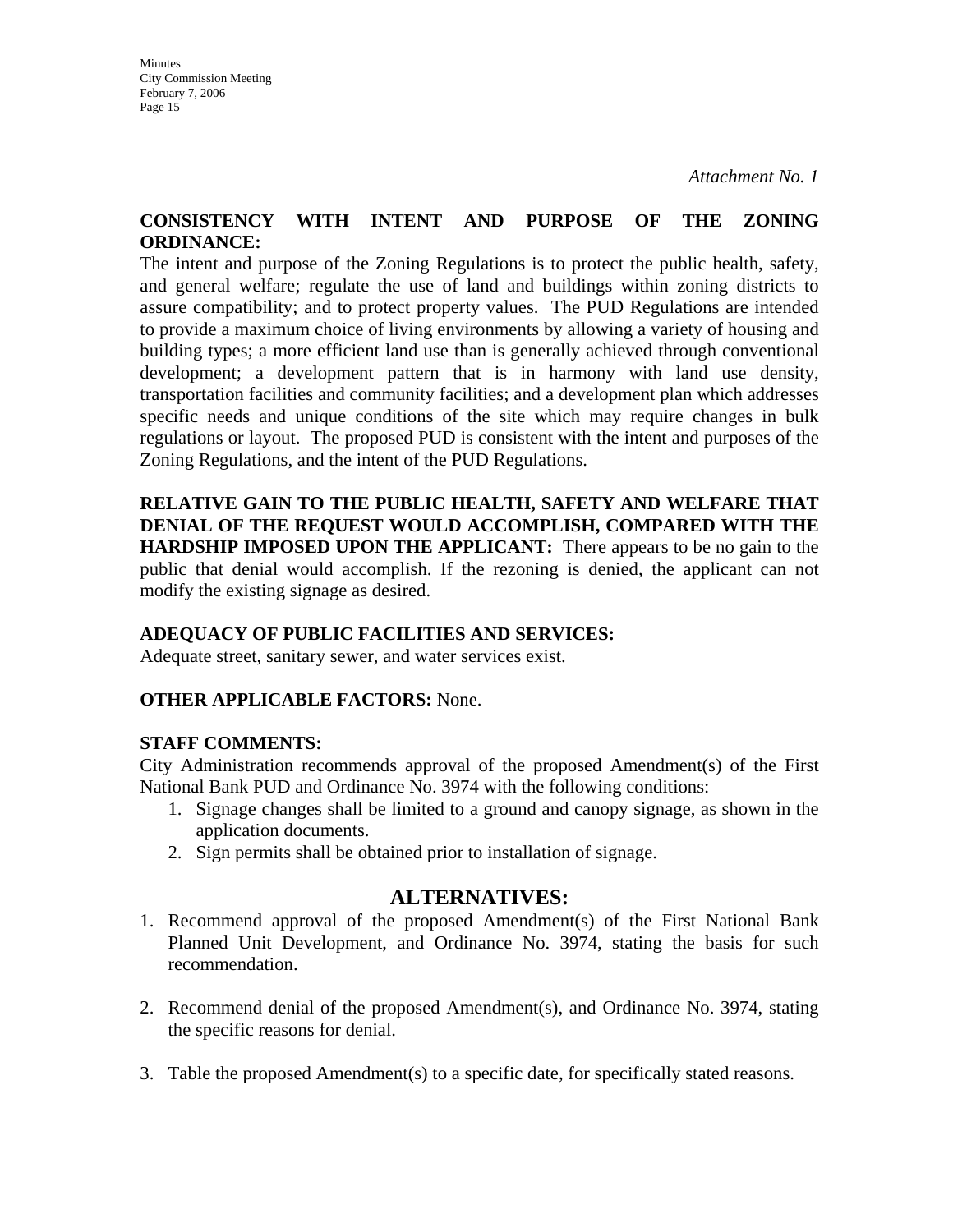*Attachment No. 1*

**CONSISTENCY WITH INTENT AND PURPOSE OF THE ZONING ORDINANCE:**
The intent and purpose of the Zoning Regulations is to protect the public health, safety, and general welfare; regulate the use of land and buildings within zoning districts to assure compatibility; and to protect property values. The PUD Regulations are intended to provide a maximum choice of living environments by allowing a variety of housing and building types; a more efficient land use than is generally achieved through conventional development; a development pattern that is in harmony with land use density, transportation facilities and community facilities; and a development plan which addresses specific needs and unique conditions of the site which may require changes in bulk regulations or layout. The proposed PUD is consistent with the intent and purposes of the Zoning Regulations, and the intent of the PUD Regulations.

**RELATIVE GAIN TO THE PUBLIC HEALTH, SAFETY AND WELFARE THAT DENIAL OF THE REQUEST WOULD ACCOMPLISH, COMPARED WITH THE HARDSHIP IMPOSED UPON THE APPLICANT:** There appears to be no gain to the public that denial would accomplish. If the rezoning is denied, the applicant can not modify the existing signage as desired.

**ADEQUACY OF PUBLIC FACILITIES AND SERVICES:**
Adequate street, sanitary sewer, and water services exist.

**OTHER APPLICABLE FACTORS:** None.

**STAFF COMMENTS:**
City Administration recommends approval of the proposed Amendment(s) of the First National Bank PUD and Ordinance No. 3974 with the following conditions:

1. Signage changes shall be limited to a ground and canopy signage, as shown in the application documents.
2. Sign permits shall be obtained prior to installation of signage.

## ALTERNATIVES:

1. Recommend approval of the proposed Amendment(s) of the First National Bank Planned Unit Development, and Ordinance No. 3974, stating the basis for such recommendation.

2. Recommend denial of the proposed Amendment(s), and Ordinance No. 3974, stating the specific reasons for denial.

3. Table the proposed Amendment(s) to a specific date, for specifically stated reasons.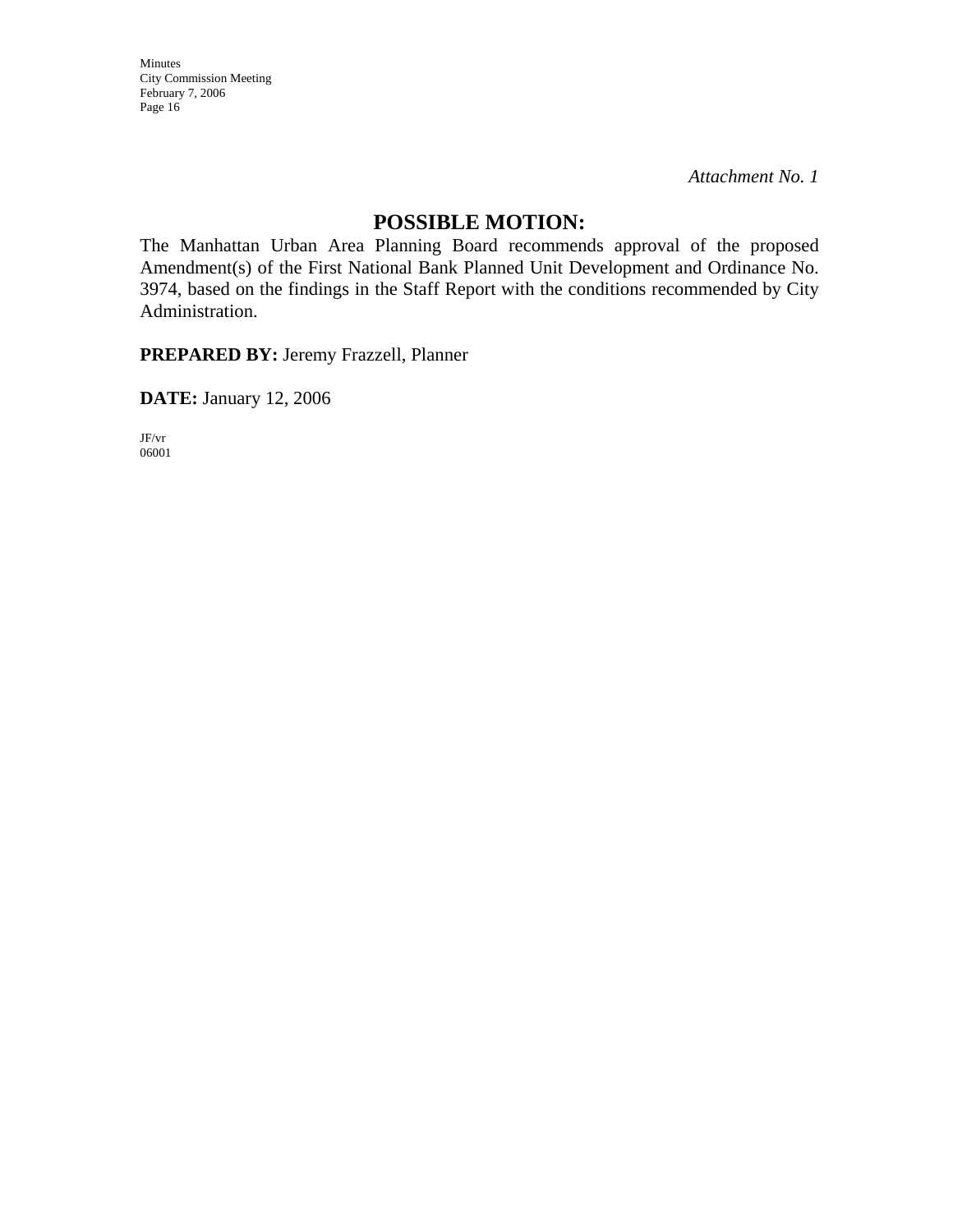*Attachment No. 1*

## POSSIBLE MOTION:

The Manhattan Urban Area Planning Board recommends approval of the proposed Amendment(s) of the First National Bank Planned Unit Development and Ordinance No. 3974, based on the findings in the Staff Report with the conditions recommended by City Administration.

**PREPARED BY:** Jeremy Frazzell, Planner

**DATE:** January 12, 2006

JF/vr
06001